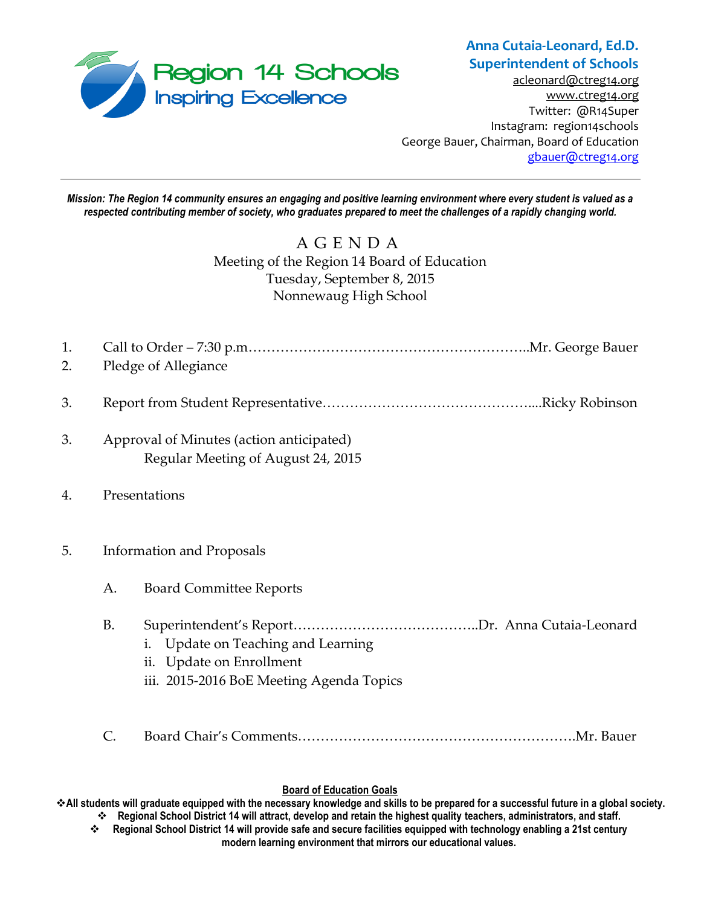Region 14 Schools
Inspiring Excellence

**Anna Cutaia-Leonard, Ed.D.**
**Superintendent of Schools**
acleonard@ctreg14.org
www.ctreg14.org
Twitter: @R14Super
Instagram: region14schools
George Bauer, Chairman, Board of Education
gbauer@ctreg14.org

---

***Mission: The Region 14 community ensures an engaging and positive learning environment where every student is valued as a respected contributing member of society, who graduates prepared to meet the challenges of a rapidly changing world.***

# A G E N D A

Meeting of the Region 14 Board of Education
Tuesday, September 8, 2015
Nonnewaug High School

1. Call to Order – 7:30 p.m……………………………………………………..Mr. George Bauer
2. Pledge of Allegiance

3. Report from Student Representative………………………………………....Ricky Robinson

3. Approval of Minutes (action anticipated)
   Regular Meeting of August 24, 2015

4. Presentations

5. Information and Proposals

   A. Board Committee Reports

   B. Superintendent's Report…………………………………..Dr. Anna Cutaia-Leonard
      i. Update on Teaching and Learning
      ii. Update on Enrollment
      iii. 2015-2016 BoE Meeting Agenda Topics

   C. Board Chair's Comments…………………………………………………….Mr. Bauer

**Board of Education Goals**

- **All students will graduate equipped with the necessary knowledge and skills to be prepared for a successful future in a global society.**
- **Regional School District 14 will attract, develop and retain the highest quality teachers, administrators, and staff.**
- **Regional School District 14 will provide safe and secure facilities equipped with technology enabling a 21st century modern learning environment that mirrors our educational values.**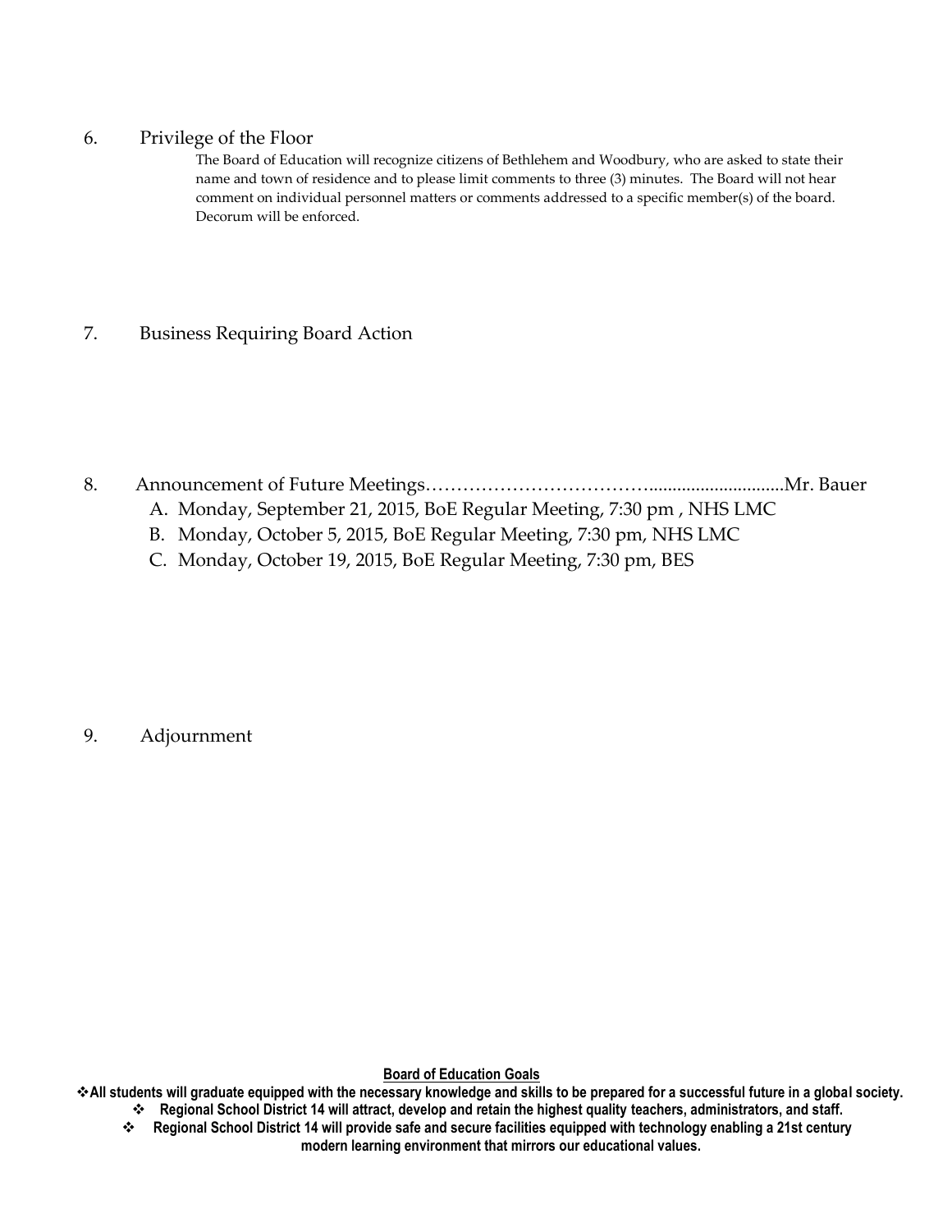6. Privilege of the Floor

   The Board of Education will recognize citizens of Bethlehem and Woodbury, who are asked to state their name and town of residence and to please limit comments to three (3) minutes. The Board will not hear comment on individual personnel matters or comments addressed to a specific member(s) of the board. Decorum will be enforced.

7. Business Requiring Board Action

8. Announcement of Future Meetings……………………………….............................Mr. Bauer

   A. Monday, September 21, 2015, BoE Regular Meeting, 7:30 pm , NHS LMC
   B. Monday, October 5, 2015, BoE Regular Meeting, 7:30 pm, NHS LMC
   C. Monday, October 19, 2015, BoE Regular Meeting, 7:30 pm, BES

9. Adjournment

**Board of Education Goals**

- **All students will graduate equipped with the necessary knowledge and skills to be prepared for a successful future in a global society.**
- **Regional School District 14 will attract, develop and retain the highest quality teachers, administrators, and staff.**
- **Regional School District 14 will provide safe and secure facilities equipped with technology enabling a 21st century modern learning environment that mirrors our educational values.**